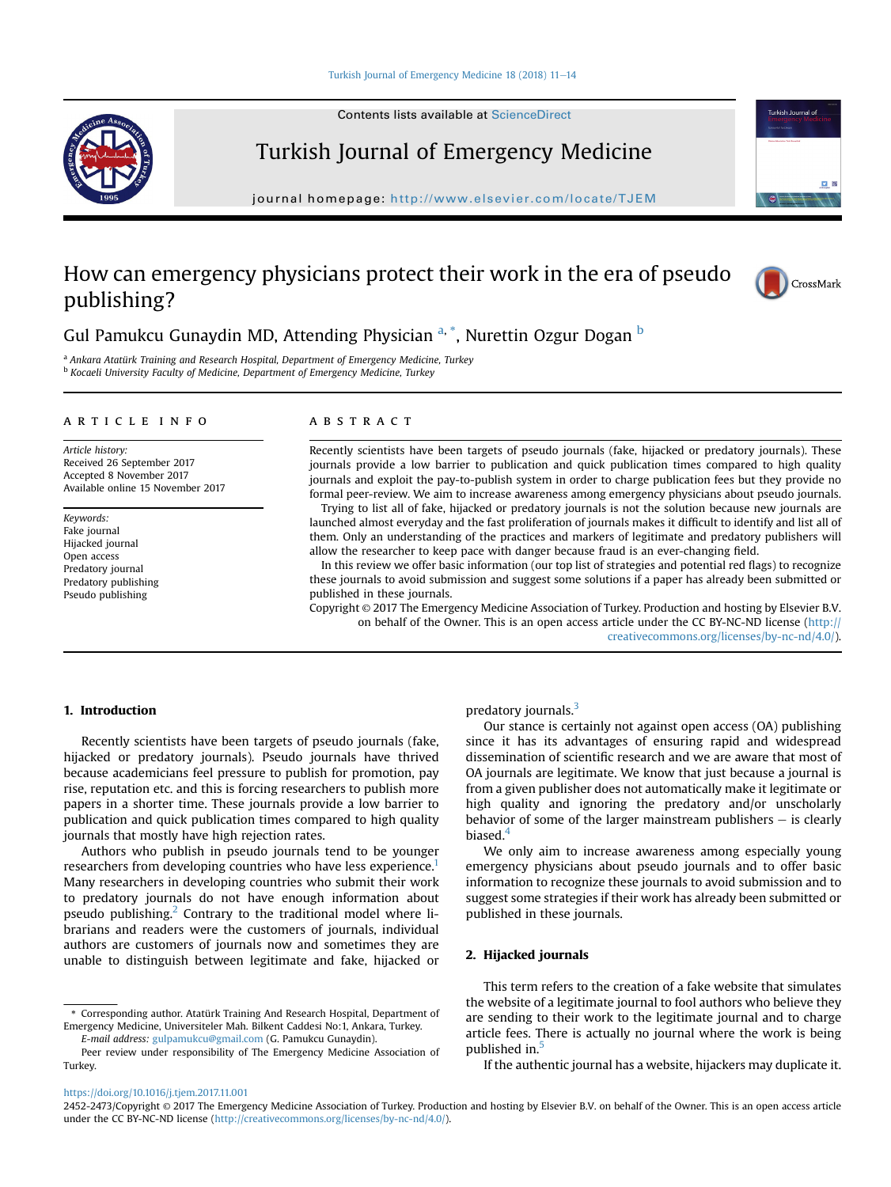# How can emergency physicians protect their work in the era of pseudo publishing?

Gul Pamukcu Gunaydin MD, Attending Physician [a,*], Nurettin Ozgur Dogan [b]

[a] *Ankara Atatürk Training and Research Hospital, Department of Emergency Medicine, Turkey*
[b] *Kocaeli University Faculty of Medicine, Department of Emergency Medicine, Turkey*

## ARTICLE INFO

*Article history:*
Received 26 September 2017
Accepted 8 November 2017
Available online 15 November 2017

*Keywords:*
Fake journal
Hijacked journal
Open access
Predatory journal
Predatory publishing
Pseudo publishing

## ABSTRACT

Recently scientists have been targets of pseudo journals (fake, hijacked or predatory journals). These journals provide a low barrier to publication and quick publication times compared to high quality journals and exploit the pay-to-publish system in order to charge publication fees but they provide no formal peer-review. We aim to increase awareness among emergency physicians about pseudo journals.

Trying to list all of fake, hijacked or predatory journals is not the solution because new journals are launched almost everyday and the fast proliferation of journals makes it difficult to identify and list all of them. Only an understanding of the practices and markers of legitimate and predatory publishers will allow the researcher to keep pace with danger because fraud is an ever-changing field.

In this review we offer basic information (our top list of strategies and potential red flags) to recognize these journals to avoid submission and suggest some solutions if a paper has already been submitted or published in these journals.

Copyright © 2017 The Emergency Medicine Association of Turkey. Production and hosting by Elsevier B.V. on behalf of the Owner. This is an open access article under the CC BY-NC-ND license (http://creativecommons.org/licenses/by-nc-nd/4.0/).

## 1. Introduction

Recently scientists have been targets of pseudo journals (fake, hijacked or predatory journals). Pseudo journals have thrived because academicians feel pressure to publish for promotion, pay rise, reputation etc. and this is forcing researchers to publish more papers in a shorter time. These journals provide a low barrier to publication and quick publication times compared to high quality journals that mostly have high rejection rates.

Authors who publish in pseudo journals tend to be younger researchers from developing countries who have less experience.[1] Many researchers in developing countries who submit their work to predatory journals do not have enough information about pseudo publishing.[2] Contrary to the traditional model where librarians and readers were the customers of journals, individual authors are customers of journals now and sometimes they are unable to distinguish between legitimate and fake, hijacked or predatory journals.[3]

Our stance is certainly not against open access (OA) publishing since it has its advantages of ensuring rapid and widespread dissemination of scientific research and we are aware that most of OA journals are legitimate. We know that just because a journal is from a given publisher does not automatically make it legitimate or high quality and ignoring the predatory and/or unscholarly behavior of some of the larger mainstream publishers – is clearly biased.[4]

We only aim to increase awareness among especially young emergency physicians about pseudo journals and to offer basic information to recognize these journals to avoid submission and to suggest some strategies if their work has already been submitted or published in these journals.

## 2. Hijacked journals

This term refers to the creation of a fake website that simulates the website of a legitimate journal to fool authors who believe they are sending to their work to the legitimate journal and to charge article fees. There is actually no journal where the work is being published in.[5]

If the authentic journal has a website, hijackers may duplicate it.

---

\* Corresponding author. Atatürk Training And Research Hospital, Department of Emergency Medicine, Universiteler Mah. Bilkent Caddesi No:1, Ankara, Turkey.
*E-mail address:* gulpamukcu@gmail.com (G. Pamukcu Gunaydin).
Peer review under responsibility of The Emergency Medicine Association of Turkey.

https://doi.org/10.1016/j.tjem.2017.11.001
2452-2473/Copyright © 2017 The Emergency Medicine Association of Turkey. Production and hosting by Elsevier B.V. on behalf of the Owner. This is an open access article under the CC BY-NC-ND license (http://creativecommons.org/licenses/by-nc-nd/4.0/).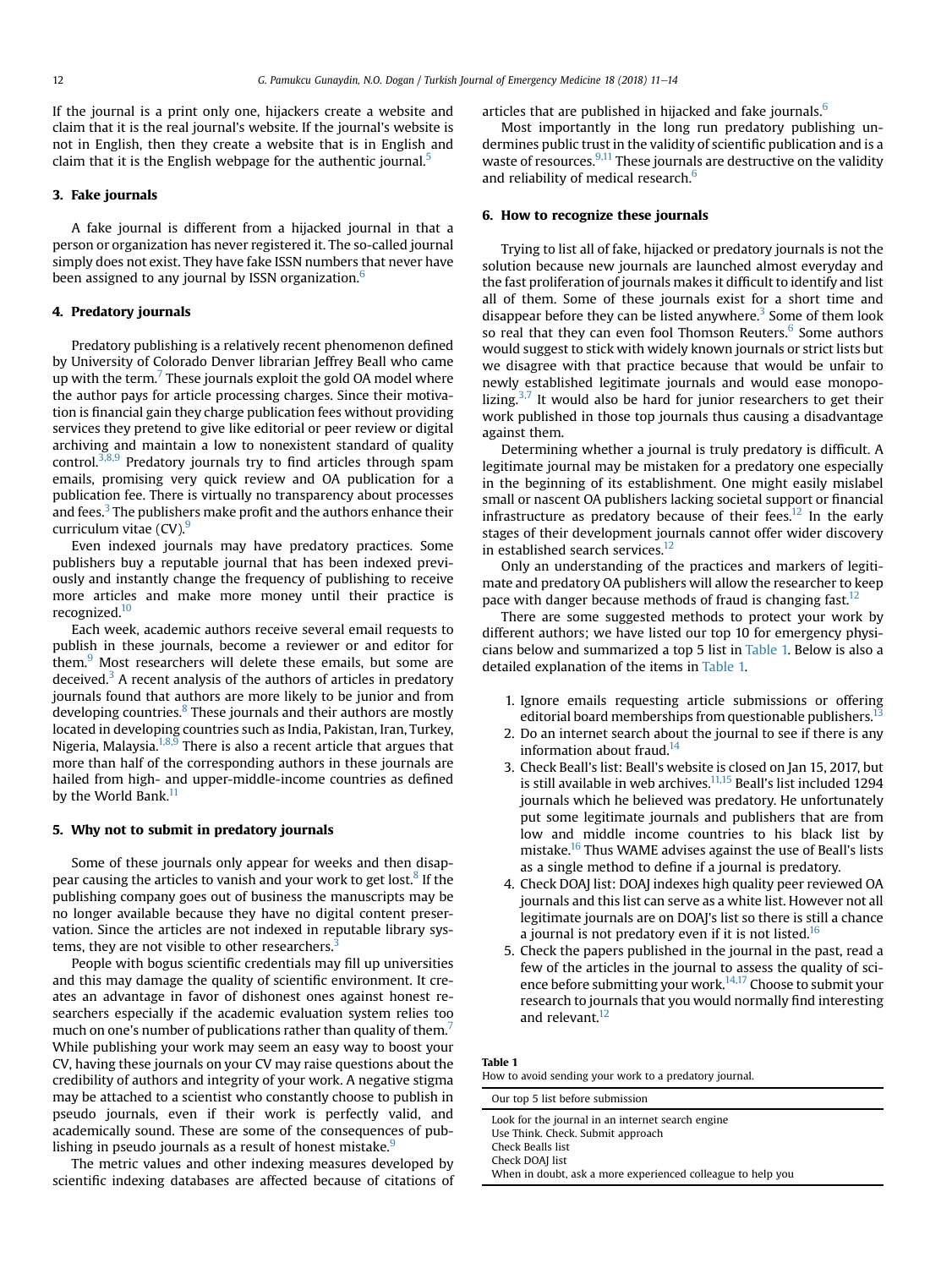If the journal is a print only one, hijackers create a website and claim that it is the real journal's website. If the journal's website is not in English, then they create a website that is in English and claim that it is the English webpage for the authentic journal.[5]

## 3. Fake journals

A fake journal is different from a hijacked journal in that a person or organization has never registered it. The so-called journal simply does not exist. They have fake ISSN numbers that never have been assigned to any journal by ISSN organization.[6]

## 4. Predatory journals

Predatory publishing is a relatively recent phenomenon defined by University of Colorado Denver librarian Jeffrey Beall who came up with the term.[7] These journals exploit the gold OA model where the author pays for article processing charges. Since their motivation is financial gain they charge publication fees without providing services they pretend to give like editorial or peer review or digital archiving and maintain a low to nonexistent standard of quality control.[3,8,9] Predatory journals try to find articles through spam emails, promising very quick review and OA publication for a publication fee. There is virtually no transparency about processes and fees.[3] The publishers make profit and the authors enhance their curriculum vitae (CV).[9]

Even indexed journals may have predatory practices. Some publishers buy a reputable journal that has been indexed previously and instantly change the frequency of publishing to receive more articles and make more money until their practice is recognized.[10]

Each week, academic authors receive several email requests to publish in these journals, become a reviewer or and editor for them.[9] Most researchers will delete these emails, but some are deceived.[3] A recent analysis of the authors of articles in predatory journals found that authors are more likely to be junior and from developing countries.[8] These journals and their authors are mostly located in developing countries such as India, Pakistan, Iran, Turkey, Nigeria, Malaysia.[1,8,9] There is also a recent article that argues that more than half of the corresponding authors in these journals are hailed from high- and upper-middle-income countries as defined by the World Bank.[11]

## 5. Why not to submit in predatory journals

Some of these journals only appear for weeks and then disappear causing the articles to vanish and your work to get lost.[8] If the publishing company goes out of business the manuscripts may be no longer available because they have no digital content preservation. Since the articles are not indexed in reputable library systems, they are not visible to other researchers.[3]

People with bogus scientific credentials may fill up universities and this may damage the quality of scientific environment. It creates an advantage in favor of dishonest ones against honest researchers especially if the academic evaluation system relies too much on one's number of publications rather than quality of them.[7] While publishing your work may seem an easy way to boost your CV, having these journals on your CV may raise questions about the credibility of authors and integrity of your work. A negative stigma may be attached to a scientist who constantly choose to publish in pseudo journals, even if their work is perfectly valid, and academically sound. These are some of the consequences of publishing in pseudo journals as a result of honest mistake.[9]

The metric values and other indexing measures developed by scientific indexing databases are affected because of citations of articles that are published in hijacked and fake journals.[6]

Most importantly in the long run predatory publishing undermines public trust in the validity of scientific publication and is a waste of resources.[9,11] These journals are destructive on the validity and reliability of medical research.[6]

## 6. How to recognize these journals

Trying to list all of fake, hijacked or predatory journals is not the solution because new journals are launched almost everyday and the fast proliferation of journals makes it difficult to identify and list all of them. Some of these journals exist for a short time and disappear before they can be listed anywhere.[3] Some of them look so real that they can even fool Thomson Reuters.[6] Some authors would suggest to stick with widely known journals or strict lists but we disagree with that practice because that would be unfair to newly established legitimate journals and would ease monopolizing.[3,7] It would also be hard for junior researchers to get their work published in those top journals thus causing a disadvantage against them.

Determining whether a journal is truly predatory is difficult. A legitimate journal may be mistaken for a predatory one especially in the beginning of its establishment. One might easily mislabel small or nascent OA publishers lacking societal support or financial infrastructure as predatory because of their fees.[12] In the early stages of their development journals cannot offer wider discovery in established search services.[12]

Only an understanding of the practices and markers of legitimate and predatory OA publishers will allow the researcher to keep pace with danger because methods of fraud is changing fast.[12]

There are some suggested methods to protect your work by different authors; we have listed our top 10 for emergency physicians below and summarized a top 5 list in Table 1. Below is also a detailed explanation of the items in Table 1.

1. Ignore emails requesting article submissions or offering editorial board memberships from questionable publishers.[13]
2. Do an internet search about the journal to see if there is any information about fraud.[14]
3. Check Beall's list: Beall's website is closed on Jan 15, 2017, but is still available in web archives.[11,15] Beall's list included 1294 journals which he believed was predatory. He unfortunately put some legitimate journals and publishers that are from low and middle income countries to his black list by mistake.[16] Thus WAME advises against the use of Beall's lists as a single method to define if a journal is predatory.
4. Check DOAJ list: DOAJ indexes high quality peer reviewed OA journals and this list can serve as a white list. However not all legitimate journals are on DOAJ's list so there is still a chance a journal is not predatory even if it is not listed.[16]
5. Check the papers published in the journal in the past, read a few of the articles in the journal to assess the quality of science before submitting your work.[14,17] Choose to submit your research to journals that you would normally find interesting and relevant.[12]

**Table 1**
How to avoid sending your work to a predatory journal.

| Our top 5 list before submission |
|---|
| Look for the journal in an internet search engine |
| Use Think. Check. Submit approach |
| Check Bealls list |
| Check DOAJ list |
| When in doubt, ask a more experienced colleague to help you |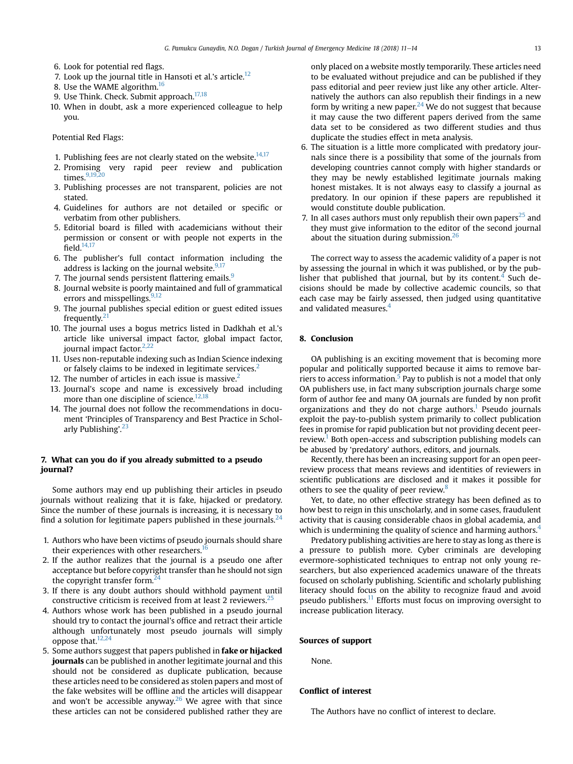6. Look for potential red flags.
7. Look up the journal title in Hansoti et al.'s article.[12]
8. Use the WAME algorithm.[16]
9. Use Think. Check. Submit approach.[17,18]
10. When in doubt, ask a more experienced colleague to help you.

Potential Red Flags:

1. Publishing fees are not clearly stated on the website.[14,17]
2. Promising very rapid peer review and publication times.[9,19,20]
3. Publishing processes are not transparent, policies are not stated.
4. Guidelines for authors are not detailed or specific or verbatim from other publishers.
5. Editorial board is filled with academicians without their permission or consent or with people not experts in the field.[14,17]
6. The publisher's full contact information including the address is lacking on the journal website.[9,17]
7. The journal sends persistent flattering emails.[9]
8. Journal website is poorly maintained and full of grammatical errors and misspellings.[9,12]
9. The journal publishes special edition or guest edited issues frequently.[21]
10. The journal uses a bogus metrics listed in Dadkhah et al.'s article like universal impact factor, global impact factor, journal impact factor.[2,22]
11. Uses non-reputable indexing such as Indian Science indexing or falsely claims to be indexed in legitimate services.[2]
12. The number of articles in each issue is massive.[2]
13. Journal's scope and name is excessively broad including more than one discipline of science.[12,18]
14. The journal does not follow the recommendations in document 'Principles of Transparency and Best Practice in Scholarly Publishing'.[23]

## 7. What can you do if you already submitted to a pseudo journal?

Some authors may end up publishing their articles in pseudo journals without realizing that it is fake, hijacked or predatory. Since the number of these journals is increasing, it is necessary to find a solution for legitimate papers published in these journals.[24]

1. Authors who have been victims of pseudo journals should share their experiences with other researchers.[16]
2. If the author realizes that the journal is a pseudo one after acceptance but before copyright transfer than he should not sign the copyright transfer form.[24]
3. If there is any doubt authors should withhold payment until constructive criticism is received from at least 2 reviewers.[25]
4. Authors whose work has been published in a pseudo journal should try to contact the journal's office and retract their article although unfortunately most pseudo journals will simply oppose that.[12,24]
5. Some authors suggest that papers published in **fake or hijacked journals** can be published in another legitimate journal and this should not be considered as duplicate publication, because these articles need to be considered as stolen papers and most of the fake websites will be offline and the articles will disappear and won't be accessible anyway.[26] We agree with that since these articles can not be considered published rather they are only placed on a website mostly temporarily. These articles need to be evaluated without prejudice and can be published if they pass editorial and peer review just like any other article. Alternatively the authors can also republish their findings in a new form by writing a new paper.[24] We do not suggest that because it may cause the two different papers derived from the same data set to be considered as two different studies and thus duplicate the studies effect in meta analysis.
6. The situation is a little more complicated with predatory journals since there is a possibility that some of the journals from developing countries cannot comply with higher standards or they may be newly established legitimate journals making honest mistakes. It is not always easy to classify a journal as predatory. In our opinion if these papers are republished it would constitute double publication.
7. In all cases authors must only republish their own papers[25] and they must give information to the editor of the second journal about the situation during submission.[26]

The correct way to assess the academic validity of a paper is not by assessing the journal in which it was published, or by the publisher that published that journal, but by its content.[4] Such decisions should be made by collective academic councils, so that each case may be fairly assessed, then judged using quantitative and validated measures.[4]

## 8. Conclusion

OA publishing is an exciting movement that is becoming more popular and politically supported because it aims to remove barriers to access information.[5] Pay to publish is not a model that only OA publishers use, in fact many subscription journals charge some form of author fee and many OA journals are funded by non profit organizations and they do not charge authors.[1] Pseudo journals exploit the pay-to-publish system primarily to collect publication fees in promise for rapid publication but not providing decent peer-review.[1] Both open-access and subscription publishing models can be abused by 'predatory' authors, editors, and journals.

Recently, there has been an increasing support for an open peer-review process that means reviews and identities of reviewers in scientific publications are disclosed and it makes it possible for others to see the quality of peer review.[8]

Yet, to date, no other effective strategy has been defined as to how best to reign in this unscholarly, and in some cases, fraudulent activity that is causing considerable chaos in global academia, and which is undermining the quality of science and harming authors.[4]

Predatory publishing activities are here to stay as long as there is a pressure to publish more. Cyber criminals are developing evermore-sophisticated techniques to entrap not only young researchers, but also experienced academics unaware of the threats focused on scholarly publishing. Scientific and scholarly publishing literacy should focus on the ability to recognize fraud and avoid pseudo publishers.[11] Efforts must focus on improving oversight to increase publication literacy.

## Sources of support

None.

## Conflict of interest

The Authors have no conflict of interest to declare.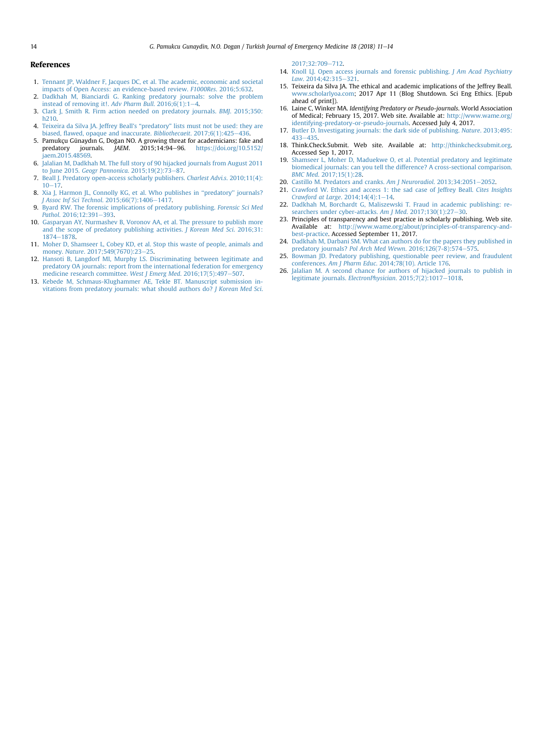## References

1. Tennant JP, Waldner F, Jacques DC, et al. The academic, economic and societal impacts of Open Access: an evidence-based review. *F1000Res*. 2016;5:632.
2. Dadkhah M, Bianciardi G. Ranking predatory journals: solve the problem instead of removing it!. *Adv Pharm Bull*. 2016;6(1):1–4.
3. Clark J, Smith R. Firm action needed on predatory journals. *BMJ*. 2015;350: h210.
4. Teixeira da Silva JA. Jeffrey Beall's "predatory" lists must not be used: they are biased, flawed, opaque and inaccurate. *Bibliothecaeit*. 2017;6(1):425–436.
5. Pamukçu Günaydın G, Doğan NO. A growing threat for academicians: fake and predatory journals. *JAEM*. 2015;14:94–96. https://doi.org/10.5152/jaem.2015.48569.
6. Jalalian M, Dadkhah M. The full story of 90 hijacked journals from August 2011 to June 2015. *Geogr Pannonica*. 2015;19(2):73–87.
7. Beall J. Predatory open-access scholarly publishers. *Charlest Advi.s*. 2010;11(4): 10–17.
8. Xia J, Harmon JL, Connolly KG, et al. Who publishes in "predatory" journals? *J Assoc Inf Sci Technol*. 2015;66(7):1406–1417.
9. Byard RW. The forensic implications of predatory publishing. *Forensic Sci Med Pathol*. 2016;12:391–393.
10. Gasparyan AY, Nurmashev B, Voronov AA, et al. The pressure to publish more and the scope of predatory publishing activities. *J Korean Med Sci*. 2016;31: 1874–1878.
11. Moher D, Shamseer L, Cobey KD, et al. Stop this waste of people, animals and money. *Nature*. 2017;549(7670):23–25.
12. Hansoti B, Langdorf MI, Murphy LS. Discriminating between legitimate and predatory OA journals: report from the international federation for emergency medicine research committee. *West J Emerg Med*. 2016;17(5):497–507.
13. Kebede M, Schmaus-Klughammer AE, Tekle BT. Manuscript submission invitations from predatory journals: what should authors do? *J Korean Med Sci*. 2017;32:709–712.
14. Knoll LJ. Open access journals and forensic publishing. *J Am Acad Psychiatry Law*. 2014;42:315–321.
15. Teixeira da Silva JA. The ethical and academic implications of the Jeffrey Beall. www.scholarlyoa.com; 2017 Apr 11 (Blog Shutdown. Sci Eng Ethics. [Epub ahead of print]).
16. Laine C, Winker MA. *Identifying Predatory or Pseudo-journals*. World Association of Medical; February 15, 2017. Web site. Available at: http://www.wame.org/identifying-predatory-or-pseudo-journals. Accessed July 4, 2017.
17. Butler D. Investigating journals: the dark side of publishing. *Nature*. 2013;495: 433–435.
18. Think.Check.Submit. Web site. Available at: http://thinkchecksubmit.org. Accessed Sep 1, 2017.
19. Shamseer L, Moher D, Maduekwe O, et al. Potential predatory and legitimate biomedical journals: can you tell the difference? A cross-sectional comparison. *BMC Med*. 2017;15(1):28.
20. Castillo M. Predators and cranks. *Am J Neuroradiol*. 2013;34:2051–2052.
21. Crawford W. Ethics and access 1: the sad case of Jeffrey Beall. *Cites Insights Crawford at Large*. 2014;14(4):1–14.
22. Dadkhah M, Borchardt G, Maliszewski T. Fraud in academic publishing: researchers under cyber-attacks. *Am J Med*. 2017;130(1):27–30.
23. Principles of transparency and best practice in scholarly publishing. Web site. Available at: http://www.wame.org/about/principles-of-transparency-and-best-practice. Accessed September 11, 2017.
24. Dadkhah M, Darbani SM. What can authors do for the papers they published in predatory journals? *Pol Arch Med Wewn*. 2016;126(7-8):574–575.
25. Bowman JD. Predatory publishing, questionable peer review, and fraudulent conferences. *Am J Pharm Educ*. 2014;78(10). Article 176.
26. Jalalian M. A second chance for authors of hijacked journals to publish in legitimate journals. *ElectronPhysician*. 2015;7(2):1017–1018.